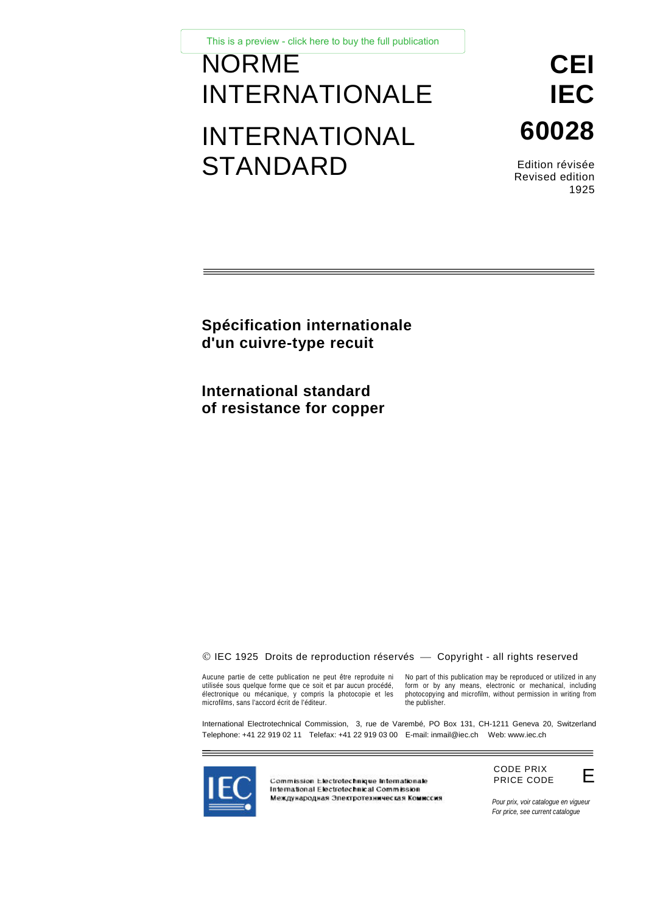This is a preview - click here to buy the full publication

# NORME INTERNATIONALE

# INTERNATIONAL STANDARD

**CEI**
**IEC**
**60028**

Edition révisée
Revised edition
1925

## Spécification internationale d'un cuivre-type recuit

## International standard of resistance for copper

© IEC 1925 Droits de reproduction réservés — Copyright - all rights reserved

Aucune partie de cette publication ne peut être reproduite ni utilisée sous quelque forme que ce soit et par aucun procédé, électronique ou mécanique, y compris la photocopie et les microfilms, sans l'accord écrit de l'éditeur.

No part of this publication may be reproduced or utilized in any form or by any means, electronic or mechanical, including photocopying and microfilm, without permission in writing from the publisher.

International Electrotechnical Commission, 3, rue de Varembé, PO Box 131, CH-1211 Geneva 20, Switzerland
Telephone: +41 22 919 02 11 Telefax: +41 22 919 03 00 E-mail: inmail@iec.ch Web: www.iec.ch

IEC

Commission Electrotechnique Internationale
International Electrotechnical Commission
Международная Электротехническая Комиссия

CODE PRIX
PRICE CODE E

*Pour prix, voir catalogue en vigueur*
*For price, see current catalogue*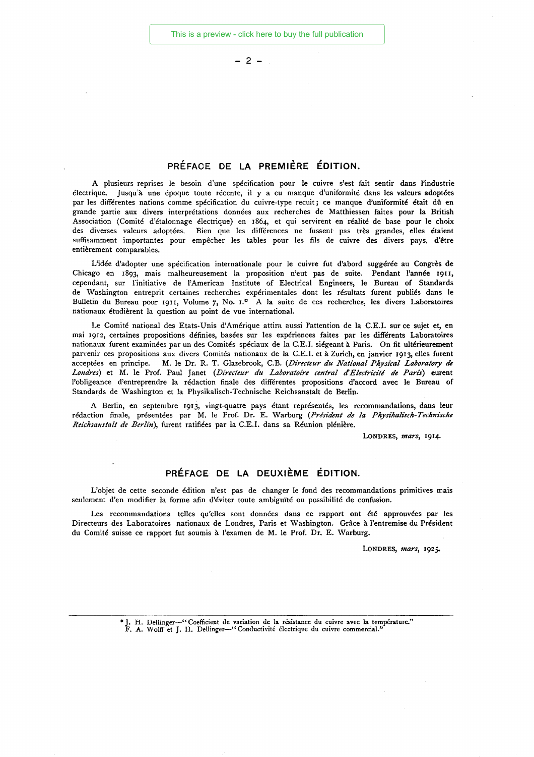## PRÉFACE DE LA PREMIÈRE ÉDITION.

A plusieurs reprises le besoin d'une spécification pour le cuivre s'est fait sentir dans l'industrie électrique. Jusqu'à une époque toute récente, il y a eu manque d'uniformité dans les valeurs adoptées par les différentes nations comme spécification du cuivre-type recuit; ce manque d'uniformité était dû en grande partie aux divers interprétations données aux recherches de Matthiessen faites pour la British Association (Comité d'étalonnage électrique) en 1864, et qui servirent en réalité de base pour le choix des diverses valeurs adoptées. Bien que les différences ne fussent pas très grandes, elles étaient suffisamment importantes pour empêcher les tables pour les fils de cuivre des divers pays, d'être entièrement comparables.

L'idée d'adopter une spécification internationale pour le cuivre fut d'abord suggérée au Congrès de Chicago en 1893, mais malheureusement la proposition n'eut pas de suite. Pendant l'année 1911, cependant, sur l'initiative de l'American Institute of Electrical Engineers, le Bureau of Standards de Washington entreprit certaines recherches expérimentales dont les résultats furent publiés dans le Bulletin du Bureau pour 1911, Volume 7, No. 1.* A la suite de ces recherches, les divers Laboratoires nationaux étudièrent la question au point de vue international.

Le Comité national des Etats-Unis d'Amérique attira aussi l'attention de la C.E.I. sur ce sujet et, en mai 1912, certaines propositions définies, basées sur les expériences faites par les différents Laboratoires nationaux furent examinées par un des Comités spéciaux de la C.E.I. siégeant à Paris. On fit ultérieurement parvenir ces propositions aux divers Comités nationaux de la C.E.I. et à Zurich, en janvier 1913, elles furent acceptées en principe. M. le Dr. R. T. Glazebrook, C.B. (*Directeur du National Physical Laboratory de Londres*) et M. le Prof. Paul Janet (*Directeur du Laboratoire central d'Electricité de Paris*) eurent l'obligeance d'entreprendre la rédaction finale des différentes propositions d'accord avec le Bureau of Standards de Washington et la Physikalisch-Technische Reichsanstalt de Berlin.

A Berlin, en septembre 1913, vingt-quatre pays étant représentés, les recommandations, dans leur rédaction finale, présentées par M. le Prof. Dr. E. Warburg (*Président de la Physikalisch-Technische Reichsanstalt de Berlin*), furent ratifiées par la C.E.I. dans sa Réunion plénière.

LONDRES, *mars*, 1914.

## PRÉFACE DE LA DEUXIÈME ÉDITION.

L'objet de cette seconde édition n'est pas de changer le fond des recommandations primitives mais seulement d'en modifier la forme afin d'éviter toute ambiguïté ou possibilité de confusion.

Les recommandations telles qu'elles sont données dans ce rapport ont été approuvées par les Directeurs des Laboratoires nationaux de Londres, Paris et Washington. Grâce à l'entremise du Président du Comité suisse ce rapport fut soumis à l'examen de M. le Prof. Dr. E. Warburg.

LONDRES, *mars*, 1925.

---

* J. H. Dellinger—"Coefficient de variation de la résistance du cuivre avec la température."
F. A. Wolff et J. H. Dellinger—"Conductivité électrique du cuivre commercial."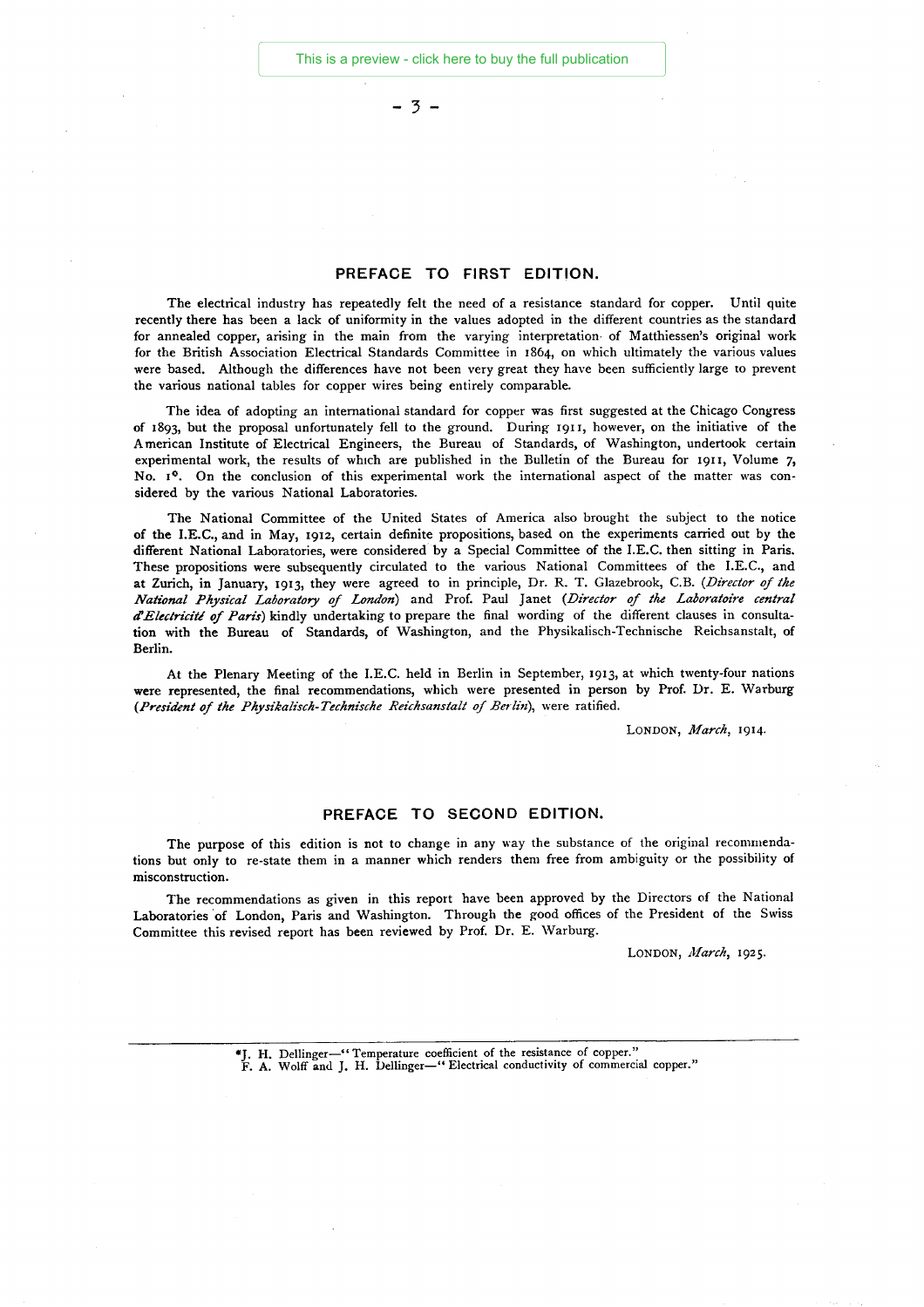## PREFACE TO FIRST EDITION.

The electrical industry has repeatedly felt the need of a resistance standard for copper. Until quite recently there has been a lack of uniformity in the values adopted in the different countries as the standard for annealed copper, arising in the main from the varying interpretation of Matthiessen's original work for the British Association Electrical Standards Committee in 1864, on which ultimately the various values were based. Although the differences have not been very great they have been sufficiently large to prevent the various national tables for copper wires being entirely comparable.

The idea of adopting an international standard for copper was first suggested at the Chicago Congress of 1893, but the proposal unfortunately fell to the ground. During 1911, however, on the initiative of the American Institute of Electrical Engineers, the Bureau of Standards, of Washington, undertook certain experimental work, the results of which are published in the Bulletin of the Bureau for 1911, Volume 7, No. 1*. On the conclusion of this experimental work the international aspect of the matter was considered by the various National Laboratories.

The National Committee of the United States of America also brought the subject to the notice of the I.E.C., and in May, 1912, certain definite propositions, based on the experiments carried out by the different National Laboratories, were considered by a Special Committee of the I.E.C. then sitting in Paris. These propositions were subsequently circulated to the various National Committees of the I.E.C., and at Zurich, in January, 1913, they were agreed to in principle, Dr. R. T. Glazebrook, C.B. (*Director of the National Physical Laboratory of London*) and Prof. Paul Janet (*Director of the Laboratoire central d'Electricité of Paris*) kindly undertaking to prepare the final wording of the different clauses in consultation with the Bureau of Standards, of Washington, and the Physikalisch-Technische Reichsanstalt, of Berlin.

At the Plenary Meeting of the I.E.C. held in Berlin in September, 1913, at which twenty-four nations were represented, the final recommendations, which were presented in person by Prof. Dr. E. Warburg (*President of the Physikalisch-Technische Reichsanstalt of Berlin*), were ratified.

LONDON, *March*, 1914.

## PREFACE TO SECOND EDITION.

The purpose of this edition is not to change in any way the substance of the original recommendations but only to re-state them in a manner which renders them free from ambiguity or the possibility of misconstruction.

The recommendations as given in this report have been approved by the Directors of the National Laboratories of London, Paris and Washington. Through the good offices of the President of the Swiss Committee this revised report has been reviewed by Prof. Dr. E. Warburg.

LONDON, *March*, 1925.

---

*J. H. Dellinger—"Temperature coefficient of the resistance of copper."
F. A. Wolff and J. H. Dellinger—"Electrical conductivity of commercial copper."